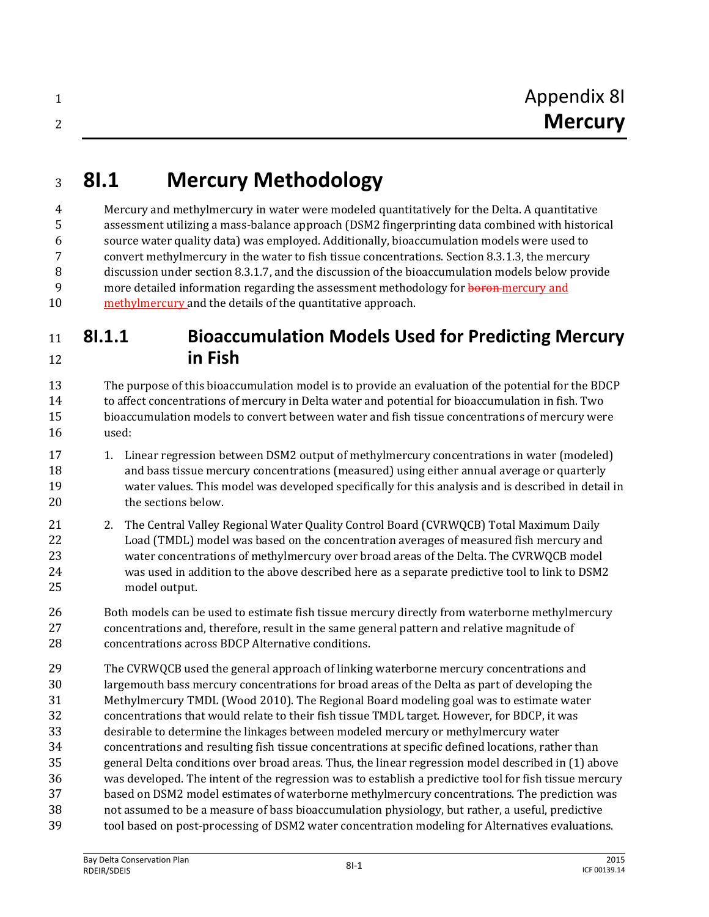# Appendix 8I
# Mercury

## 8I.1 Mercury Methodology

Mercury and methylmercury in water were modeled quantitatively for the Delta. A quantitative assessment utilizing a mass-balance approach (DSM2 fingerprinting data combined with historical source water quality data) was employed. Additionally, bioaccumulation models were used to convert methylmercury in the water to fish tissue concentrations. Section 8.3.1.3, the mercury discussion under section 8.3.1.7, and the discussion of the bioaccumulation models below provide more detailed information regarding the assessment methodology for ~~boron~~ mercury and methylmercury and the details of the quantitative approach.

### 8I.1.1 Bioaccumulation Models Used for Predicting Mercury in Fish

The purpose of this bioaccumulation model is to provide an evaluation of the potential for the BDCP to affect concentrations of mercury in Delta water and potential for bioaccumulation in fish. Two bioaccumulation models to convert between water and fish tissue concentrations of mercury were used:

1. Linear regression between DSM2 output of methylmercury concentrations in water (modeled) and bass tissue mercury concentrations (measured) using either annual average or quarterly water values. This model was developed specifically for this analysis and is described in detail in the sections below.

2. The Central Valley Regional Water Quality Control Board (CVRWQCB) Total Maximum Daily Load (TMDL) model was based on the concentration averages of measured fish mercury and water concentrations of methylmercury over broad areas of the Delta. The CVRWQCB model was used in addition to the above described here as a separate predictive tool to link to DSM2 model output.

Both models can be used to estimate fish tissue mercury directly from waterborne methylmercury concentrations and, therefore, result in the same general pattern and relative magnitude of concentrations across BDCP Alternative conditions.

The CVRWQCB used the general approach of linking waterborne mercury concentrations and largemouth bass mercury concentrations for broad areas of the Delta as part of developing the Methylmercury TMDL (Wood 2010). The Regional Board modeling goal was to estimate water concentrations that would relate to their fish tissue TMDL target. However, for BDCP, it was desirable to determine the linkages between modeled mercury or methylmercury water concentrations and resulting fish tissue concentrations at specific defined locations, rather than general Delta conditions over broad areas. Thus, the linear regression model described in (1) above was developed. The intent of the regression was to establish a predictive tool for fish tissue mercury based on DSM2 model estimates of waterborne methylmercury concentrations. The prediction was not assumed to be a measure of bass bioaccumulation physiology, but rather, a useful, predictive tool based on post-processing of DSM2 water concentration modeling for Alternatives evaluations.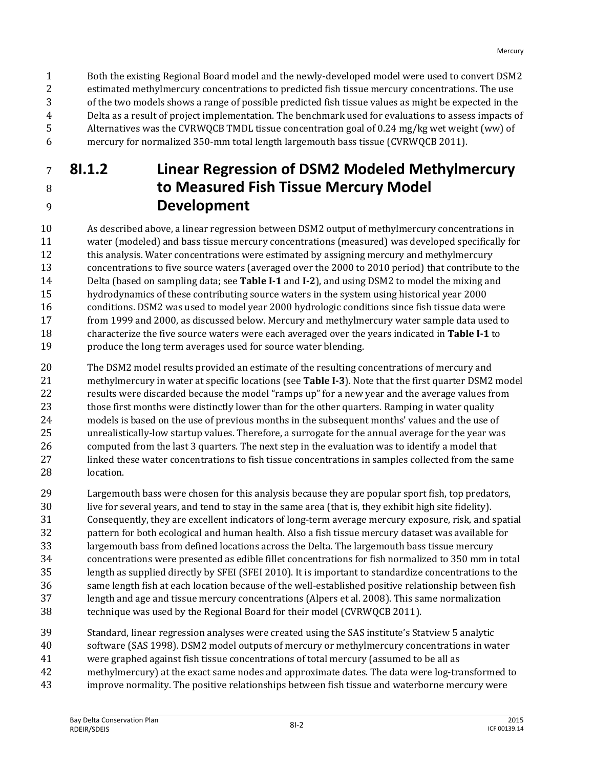Both the existing Regional Board model and the newly-developed model were used to convert DSM2 estimated methylmercury concentrations to predicted fish tissue mercury concentrations. The use of the two models shows a range of possible predicted fish tissue values as might be expected in the Delta as a result of project implementation. The benchmark used for evaluations to assess impacts of Alternatives was the CVRWQCB TMDL tissue concentration goal of 0.24 mg/kg wet weight (ww) of mercury for normalized 350-mm total length largemouth bass tissue (CVRWQCB 2011).

## 8I.1.2 Linear Regression of DSM2 Modeled Methylmercury to Measured Fish Tissue Mercury Model Development

As described above, a linear regression between DSM2 output of methylmercury concentrations in water (modeled) and bass tissue mercury concentrations (measured) was developed specifically for this analysis. Water concentrations were estimated by assigning mercury and methylmercury concentrations to five source waters (averaged over the 2000 to 2010 period) that contribute to the Delta (based on sampling data; see **Table I-1** and **I-2**), and using DSM2 to model the mixing and hydrodynamics of these contributing source waters in the system using historical year 2000 conditions. DSM2 was used to model year 2000 hydrologic conditions since fish tissue data were from 1999 and 2000, as discussed below. Mercury and methylmercury water sample data used to characterize the five source waters were each averaged over the years indicated in **Table I-1** to produce the long term averages used for source water blending.

The DSM2 model results provided an estimate of the resulting concentrations of mercury and methylmercury in water at specific locations (see **Table I-3**). Note that the first quarter DSM2 model results were discarded because the model "ramps up" for a new year and the average values from those first months were distinctly lower than for the other quarters. Ramping in water quality models is based on the use of previous months in the subsequent months' values and the use of unrealistically-low startup values. Therefore, a surrogate for the annual average for the year was computed from the last 3 quarters. The next step in the evaluation was to identify a model that linked these water concentrations to fish tissue concentrations in samples collected from the same location.

Largemouth bass were chosen for this analysis because they are popular sport fish, top predators, live for several years, and tend to stay in the same area (that is, they exhibit high site fidelity). Consequently, they are excellent indicators of long-term average mercury exposure, risk, and spatial pattern for both ecological and human health. Also a fish tissue mercury dataset was available for largemouth bass from defined locations across the Delta. The largemouth bass tissue mercury concentrations were presented as edible fillet concentrations for fish normalized to 350 mm in total length as supplied directly by SFEI (SFEI 2010). It is important to standardize concentrations to the same length fish at each location because of the well-established positive relationship between fish length and age and tissue mercury concentrations (Alpers et al. 2008). This same normalization technique was used by the Regional Board for their model (CVRWQCB 2011).

Standard, linear regression analyses were created using the SAS institute's Statview 5 analytic software (SAS 1998). DSM2 model outputs of mercury or methylmercury concentrations in water were graphed against fish tissue concentrations of total mercury (assumed to be all as methylmercury) at the exact same nodes and approximate dates. The data were log-transformed to improve normality. The positive relationships between fish tissue and waterborne mercury were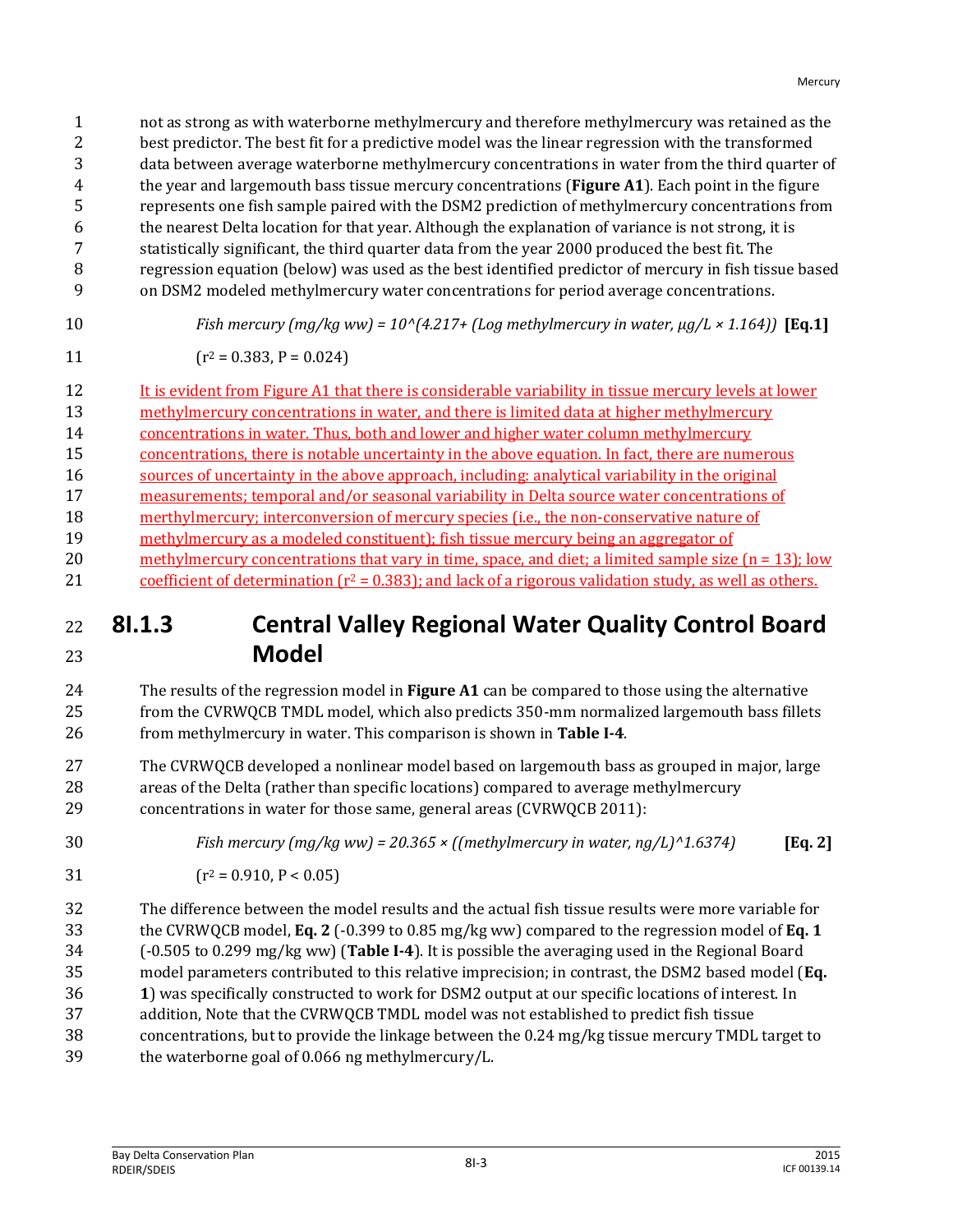not as strong as with waterborne methylmercury and therefore methylmercury was retained as the best predictor. The best fit for a predictive model was the linear regression with the transformed data between average waterborne methylmercury concentrations in water from the third quarter of the year and largemouth bass tissue mercury concentrations (**Figure A1**). Each point in the figure represents one fish sample paired with the DSM2 prediction of methylmercury concentrations from the nearest Delta location for that year. Although the explanation of variance is not strong, it is statistically significant, the third quarter data from the year 2000 produced the best fit. The regression equation (below) was used as the best identified predictor of mercury in fish tissue based on DSM2 modeled methylmercury water concentrations for period average concentrations.

$$\text{Fish mercury (mg/kg ww)} = 10^{(4.217 + (\text{Log methylmercury in water, } \mu g/L \times 1.164))} \quad \textbf{[Eq.1]}$$

($r^2 = 0.383$, $P = 0.024$)

It is evident from Figure A1 that there is considerable variability in tissue mercury levels at lower methylmercury concentrations in water, and there is limited data at higher methylmercury concentrations in water. Thus, both and lower and higher water column methylmercury concentrations, there is notable uncertainty in the above equation. In fact, there are numerous sources of uncertainty in the above approach, including: analytical variability in the original measurements; temporal and/or seasonal variability in Delta source water concentrations of merthylmercury; interconversion of mercury species (i.e., the non-conservative nature of methylmercury as a modeled constituent); fish tissue mercury being an aggregator of methylmercury concentrations that vary in time, space, and diet; a limited sample size (n = 13); low coefficient of determination ($r^2 = 0.383$); and lack of a rigorous validation study, as well as others.

## 8I.1.3 Central Valley Regional Water Quality Control Board Model

The results of the regression model in **Figure A1** can be compared to those using the alternative from the CVRWQCB TMDL model, which also predicts 350-mm normalized largemouth bass fillets from methylmercury in water. This comparison is shown in **Table I-4**.

The CVRWQCB developed a nonlinear model based on largemouth bass as grouped in major, large areas of the Delta (rather than specific locations) compared to average methylmercury concentrations in water for those same, general areas (CVRWQCB 2011):

$$\text{Fish mercury (mg/kg ww)} = 20.365 \times ((\text{methylmercury in water, ng/L})^{1.6374}) \quad \textbf{[Eq. 2]}$$

($r^2 = 0.910$, $P < 0.05$)

The difference between the model results and the actual fish tissue results were more variable for the CVRWQCB model, **Eq. 2** (-0.399 to 0.85 mg/kg ww) compared to the regression model of **Eq. 1** (-0.505 to 0.299 mg/kg ww) (**Table I-4**). It is possible the averaging used in the Regional Board model parameters contributed to this relative imprecision; in contrast, the DSM2 based model (**Eq. 1**) was specifically constructed to work for DSM2 output at our specific locations of interest. In addition, Note that the CVRWQCB TMDL model was not established to predict fish tissue concentrations, but to provide the linkage between the 0.24 mg/kg tissue mercury TMDL target to the waterborne goal of 0.066 ng methylmercury/L.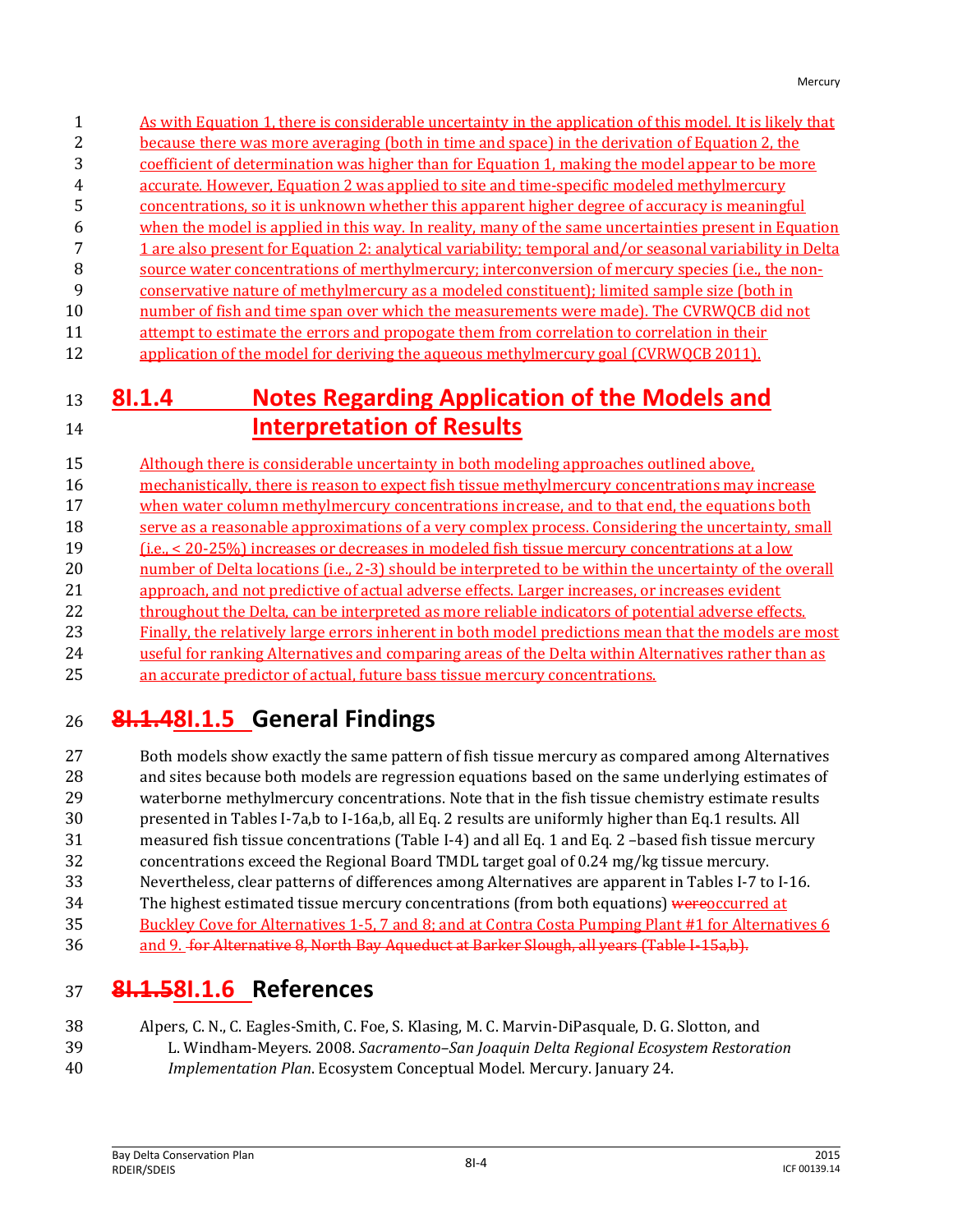As with Equation 1, there is considerable uncertainty in the application of this model. It is likely that because there was more averaging (both in time and space) in the derivation of Equation 2, the coefficient of determination was higher than for Equation 1, making the model appear to be more accurate. However, Equation 2 was applied to site and time-specific modeled methylmercury concentrations, so it is unknown whether this apparent higher degree of accuracy is meaningful when the model is applied in this way. In reality, many of the same uncertainties present in Equation 1 are also present for Equation 2: analytical variability; temporal and/or seasonal variability in Delta source water concentrations of merthylmercury; interconversion of mercury species (i.e., the non-conservative nature of methylmercury as a modeled constituent); limited sample size (both in number of fish and time span over which the measurements were made). The CVRWQCB did not attempt to estimate the errors and propogate them from correlation to correlation in their application of the model for deriving the aqueous methylmercury goal (CVRWQCB 2011).

## 8I.1.4 Notes Regarding Application of the Models and Interpretation of Results

Although there is considerable uncertainty in both modeling approaches outlined above, mechanistically, there is reason to expect fish tissue methylmercury concentrations may increase when water column methylmercury concentrations increase, and to that end, the equations both serve as a reasonable approximations of a very complex process. Considering the uncertainty, small (i.e., < 20-25%) increases or decreases in modeled fish tissue mercury concentrations at a low number of Delta locations (i.e., 2-3) should be interpreted to be within the uncertainty of the overall approach, and not predictive of actual adverse effects. Larger increases, or increases evident throughout the Delta, can be interpreted as more reliable indicators of potential adverse effects. Finally, the relatively large errors inherent in both model predictions mean that the models are most useful for ranking Alternatives and comparing areas of the Delta within Alternatives rather than as an accurate predictor of actual, future bass tissue mercury concentrations.

## ~~8I.1.4~~8I.1.5 General Findings

Both models show exactly the same pattern of fish tissue mercury as compared among Alternatives and sites because both models are regression equations based on the same underlying estimates of waterborne methylmercury concentrations. Note that in the fish tissue chemistry estimate results presented in Tables I-7a,b to I-16a,b, all Eq. 2 results are uniformly higher than Eq.1 results. All measured fish tissue concentrations (Table I-4) and all Eq. 1 and Eq. 2 –based fish tissue mercury concentrations exceed the Regional Board TMDL target goal of 0.24 mg/kg tissue mercury. Nevertheless, clear patterns of differences among Alternatives are apparent in Tables I-7 to I-16. The highest estimated tissue mercury concentrations (from both equations) ~~were~~occurred at Buckley Cove for Alternatives 1-5, 7 and 8; and at Contra Costa Pumping Plant #1 for Alternatives 6 and 9. ~~for Alternative 8, North Bay Aqueduct at Barker Slough, all years (Table I-15a,b).~~

## ~~8I.1.5~~8I.1.6 References

Alpers, C. N., C. Eagles-Smith, C. Foe, S. Klasing, M. C. Marvin-DiPasquale, D. G. Slotton, and L. Windham-Meyers. 2008. *Sacramento–San Joaquin Delta Regional Ecosystem Restoration Implementation Plan*. Ecosystem Conceptual Model. Mercury. January 24.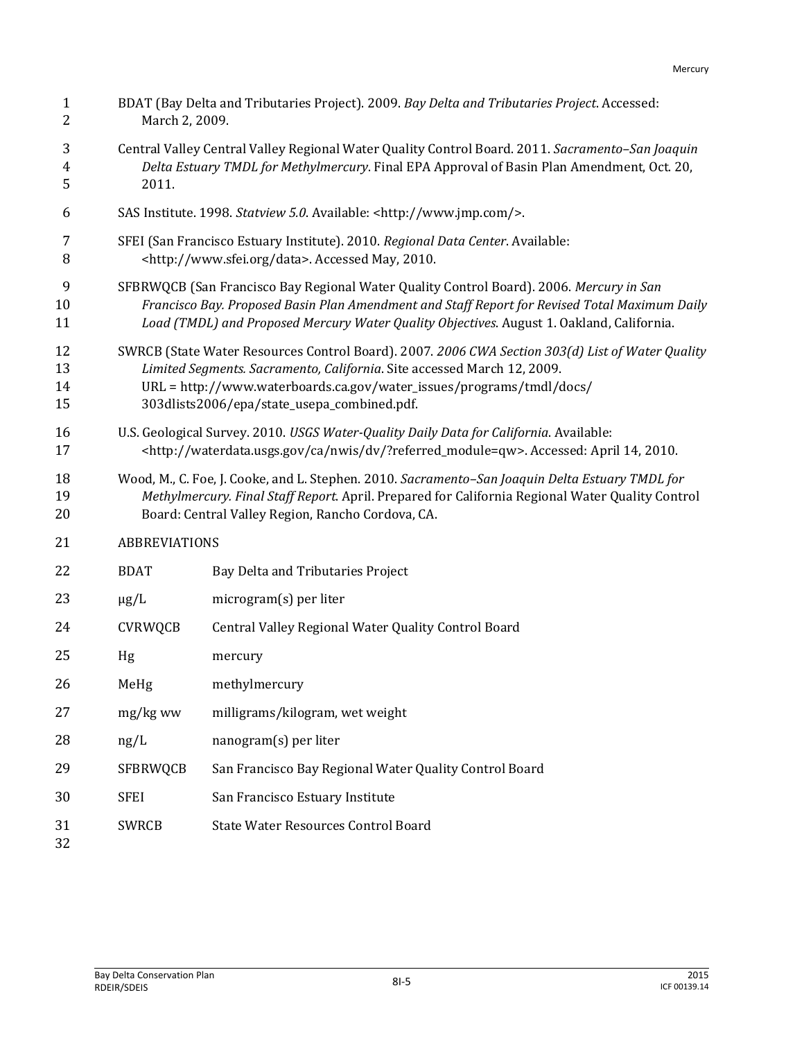BDAT (Bay Delta and Tributaries Project). 2009. *Bay Delta and Tributaries Project*. Accessed: March 2, 2009.

Central Valley Central Valley Regional Water Quality Control Board. 2011. *Sacramento–San Joaquin Delta Estuary TMDL for Methylmercury*. Final EPA Approval of Basin Plan Amendment, Oct. 20, 2011.

SAS Institute. 1998. *Statview 5.0*. Available: <http://www.jmp.com/>.

SFEI (San Francisco Estuary Institute). 2010. *Regional Data Center*. Available: <http://www.sfei.org/data>. Accessed May, 2010.

SFBRWQCB (San Francisco Bay Regional Water Quality Control Board). 2006. *Mercury in San Francisco Bay. Proposed Basin Plan Amendment and Staff Report for Revised Total Maximum Daily Load (TMDL) and Proposed Mercury Water Quality Objectives*. August 1. Oakland, California.

SWRCB (State Water Resources Control Board). 2007. *2006 CWA Section 303(d) List of Water Quality Limited Segments. Sacramento, California*. Site accessed March 12, 2009. URL = http://www.waterboards.ca.gov/water_issues/programs/tmdl/docs/303dlists2006/epa/state_usepa_combined.pdf.

U.S. Geological Survey. 2010. *USGS Water-Quality Daily Data for California*. Available: <http://waterdata.usgs.gov/ca/nwis/dv/?referred_module=qw>. Accessed: April 14, 2010.

Wood, M., C. Foe, J. Cooke, and L. Stephen. 2010. *Sacramento–San Joaquin Delta Estuary TMDL for Methylmercury. Final Staff Report*. April. Prepared for California Regional Water Quality Control Board: Central Valley Region, Rancho Cordova, CA.

ABBREVIATIONS

| | |
|---|---|
| BDAT | Bay Delta and Tributaries Project |
| µg/L | microgram(s) per liter |
| CVRWQCB | Central Valley Regional Water Quality Control Board |
| Hg | mercury |
| MeHg | methylmercury |
| mg/kg ww | milligrams/kilogram, wet weight |
| ng/L | nanogram(s) per liter |
| SFBRWQCB | San Francisco Bay Regional Water Quality Control Board |
| SFEI | San Francisco Estuary Institute |
| SWRCB | State Water Resources Control Board |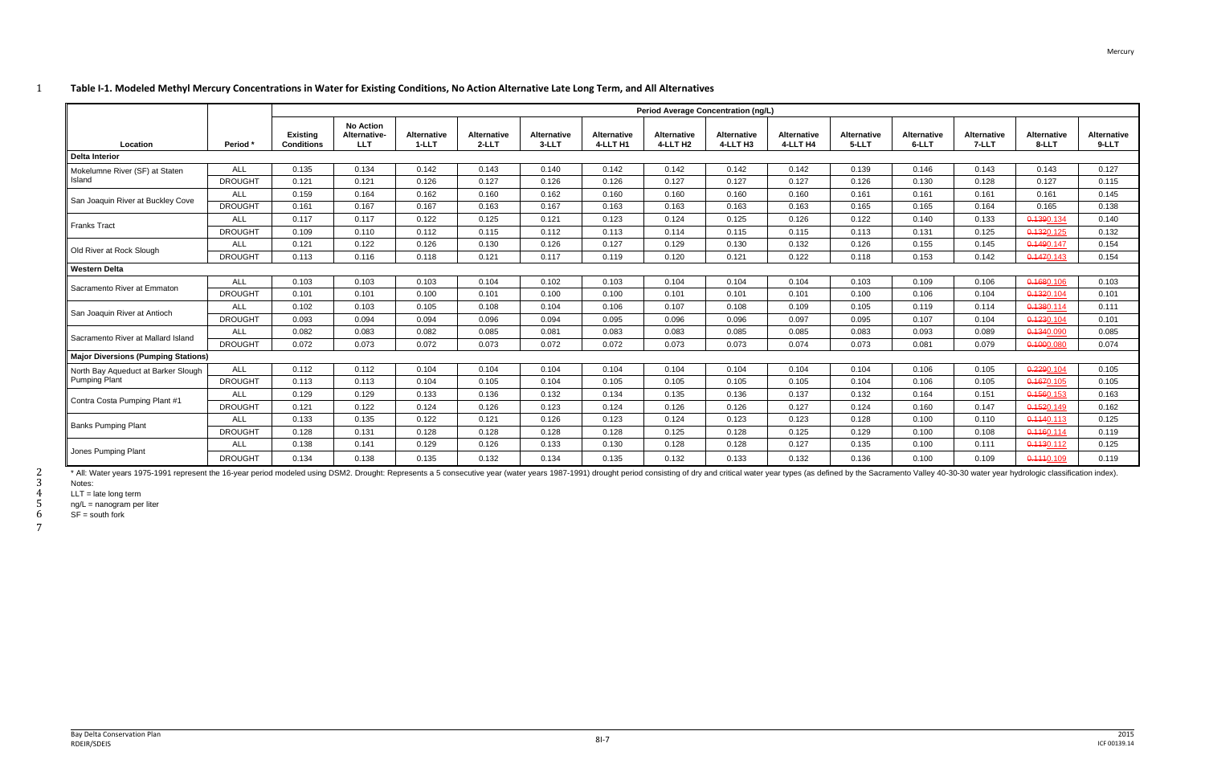## Table I-1. Modeled Methyl Mercury Concentrations in Water for Existing Conditions, No Action Alternative Late Long Term, and All Alternatives

| | | Period Average Concentration (ng/L) | | | | | | | | | | | | | |
|---|---|---|---|---|---|---|---|---|---|---|---|---|---|---|---|
| **Location** | **Period *** | **Existing Conditions** | **No Action Alternative-LLT** | **Alternative 1-LLT** | **Alternative 2-LLT** | **Alternative 3-LLT** | **Alternative 4-LLT H1** | **Alternative 4-LLT H2** | **Alternative 4-LLT H3** | **Alternative 4-LLT H4** | **Alternative 5-LLT** | **Alternative 6-LLT** | **Alternative 7-LLT** | **Alternative 8-LLT** | **Alternative 9-LLT** |
| **Delta Interior** | | | | | | | | | | | | | | | |
| Mokelumne River (SF) at Staten Island | ALL | 0.135 | 0.134 | 0.142 | 0.143 | 0.140 | 0.142 | 0.142 | 0.142 | 0.142 | 0.139 | 0.146 | 0.143 | 0.143 | 0.127 |
| | DROUGHT | 0.121 | 0.121 | 0.126 | 0.127 | 0.126 | 0.126 | 0.127 | 0.127 | 0.127 | 0.126 | 0.130 | 0.128 | 0.127 | 0.115 |
| San Joaquin River at Buckley Cove | ALL | 0.159 | 0.164 | 0.162 | 0.160 | 0.162 | 0.160 | 0.160 | 0.160 | 0.160 | 0.161 | 0.161 | 0.161 | 0.161 | 0.145 |
| | DROUGHT | 0.161 | 0.167 | 0.167 | 0.163 | 0.167 | 0.163 | 0.163 | 0.163 | 0.163 | 0.165 | 0.165 | 0.164 | 0.165 | 0.138 |
| Franks Tract | ALL | 0.117 | 0.117 | 0.122 | 0.125 | 0.121 | 0.123 | 0.124 | 0.125 | 0.126 | 0.122 | 0.140 | 0.133 | ~~0.139~~0.134 | 0.140 |
| | DROUGHT | 0.109 | 0.110 | 0.112 | 0.115 | 0.112 | 0.113 | 0.114 | 0.115 | 0.115 | 0.113 | 0.131 | 0.125 | ~~0.132~~0.125 | 0.132 |
| Old River at Rock Slough | ALL | 0.121 | 0.122 | 0.126 | 0.130 | 0.126 | 0.127 | 0.129 | 0.130 | 0.132 | 0.126 | 0.155 | 0.145 | ~~0.149~~0.147 | 0.154 |
| | DROUGHT | 0.113 | 0.116 | 0.118 | 0.121 | 0.117 | 0.119 | 0.120 | 0.121 | 0.122 | 0.118 | 0.153 | 0.142 | ~~0.147~~0.143 | 0.154 |
| **Western Delta** | | | | | | | | | | | | | | | |
| Sacramento River at Emmaton | ALL | 0.103 | 0.103 | 0.103 | 0.104 | 0.102 | 0.103 | 0.104 | 0.104 | 0.104 | 0.103 | 0.109 | 0.106 | ~~0.168~~0.106 | 0.103 |
| | DROUGHT | 0.101 | 0.101 | 0.100 | 0.101 | 0.100 | 0.100 | 0.101 | 0.101 | 0.101 | 0.100 | 0.106 | 0.104 | ~~0.132~~0.104 | 0.101 |
| San Joaquin River at Antioch | ALL | 0.102 | 0.103 | 0.105 | 0.108 | 0.104 | 0.106 | 0.107 | 0.108 | 0.109 | 0.105 | 0.119 | 0.114 | ~~0.138~~0.114 | 0.111 |
| | DROUGHT | 0.093 | 0.094 | 0.094 | 0.096 | 0.094 | 0.095 | 0.096 | 0.096 | 0.097 | 0.095 | 0.107 | 0.104 | ~~0.123~~0.104 | 0.101 |
| Sacramento River at Mallard Island | ALL | 0.082 | 0.083 | 0.082 | 0.085 | 0.081 | 0.083 | 0.083 | 0.085 | 0.085 | 0.083 | 0.093 | 0.089 | ~~0.134~~0.090 | 0.085 |
| | DROUGHT | 0.072 | 0.073 | 0.072 | 0.073 | 0.072 | 0.072 | 0.073 | 0.073 | 0.074 | 0.073 | 0.081 | 0.079 | ~~0.100~~0.080 | 0.074 |
| **Major Diversions (Pumping Stations)** | | | | | | | | | | | | | | | |
| North Bay Aqueduct at Barker Slough Pumping Plant | ALL | 0.112 | 0.112 | 0.104 | 0.104 | 0.104 | 0.104 | 0.104 | 0.104 | 0.104 | 0.104 | 0.106 | 0.105 | ~~0.229~~0.104 | 0.105 |
| | DROUGHT | 0.113 | 0.113 | 0.104 | 0.105 | 0.104 | 0.105 | 0.105 | 0.105 | 0.105 | 0.104 | 0.106 | 0.105 | ~~0.167~~0.105 | 0.105 |
| Contra Costa Pumping Plant #1 | ALL | 0.129 | 0.129 | 0.133 | 0.136 | 0.132 | 0.134 | 0.135 | 0.136 | 0.137 | 0.132 | 0.164 | 0.151 | ~~0.156~~0.153 | 0.163 |
| | DROUGHT | 0.121 | 0.122 | 0.124 | 0.126 | 0.123 | 0.124 | 0.126 | 0.126 | 0.127 | 0.124 | 0.160 | 0.147 | ~~0.152~~0.149 | 0.162 |
| Banks Pumping Plant | ALL | 0.133 | 0.135 | 0.122 | 0.121 | 0.126 | 0.123 | 0.124 | 0.123 | 0.123 | 0.128 | 0.100 | 0.110 | ~~0.114~~0.113 | 0.125 |
| | DROUGHT | 0.128 | 0.131 | 0.128 | 0.128 | 0.128 | 0.128 | 0.125 | 0.128 | 0.125 | 0.129 | 0.100 | 0.108 | ~~0.116~~0.114 | 0.119 |
| Jones Pumping Plant | ALL | 0.138 | 0.141 | 0.129 | 0.126 | 0.133 | 0.130 | 0.128 | 0.128 | 0.127 | 0.135 | 0.100 | 0.111 | ~~0.113~~0.112 | 0.125 |
| | DROUGHT | 0.134 | 0.138 | 0.135 | 0.132 | 0.134 | 0.135 | 0.132 | 0.133 | 0.132 | 0.136 | 0.100 | 0.109 | ~~0.111~~0.109 | 0.119 |

* All: Water years 1975-1991 represent the 16-year period modeled using DSM2. Drought: Represents a 5 consecutive year (water years 1987-1991) drought period consisting of dry and critical water year types (as defined by the Sacramento Valley 40-30-30 water year hydrologic classification index).

Notes:

LLT = late long term

ng/L = nanogram per liter

SF = south fork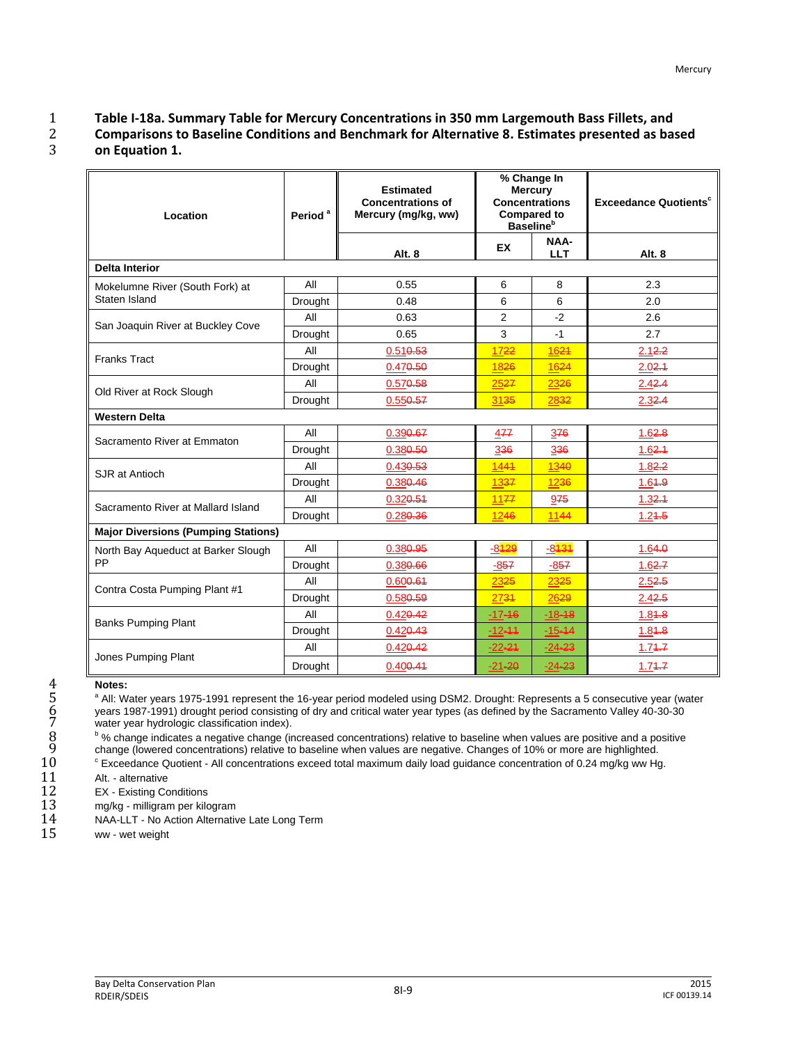**Table I-18a. Summary Table for Mercury Concentrations in 350 mm Largemouth Bass Fillets, and Comparisons to Baseline Conditions and Benchmark for Alternative 8. Estimates presented as based on Equation 1.**

| Location | Period [a] | Estimated Concentrations of Mercury (mg/kg, ww) | % Change In Mercury Concentrations Compared to Baseline[b] | | Exceedance Quotients[c] |
|---|---|---|---|---|---|
| | | Alt. 8 | EX | NAA-LLT | Alt. 8 |
| **Delta Interior** | | | | | |
| Mokelumne River (South Fork) at Staten Island | All | 0.55 | 6 | 8 | 2.3 |
| | Drought | 0.48 | 6 | 6 | 2.0 |
| San Joaquin River at Buckley Cove | All | 0.63 | 2 | -2 | 2.6 |
| | Drought | 0.65 | 3 | -1 | 2.7 |
| Franks Tract | All | 0.51~~0.53~~ | 17~~22~~ | 16~~21~~ | 2.1~~2.2~~ |
| | Drought | 0.47~~0.50~~ | 18~~26~~ | 16~~24~~ | 2.0~~2.1~~ |
| Old River at Rock Slough | All | 0.57~~0.58~~ | 25~~27~~ | 23~~26~~ | 2.4~~2.4~~ |
| | Drought | 0.55~~0.57~~ | 31~~35~~ | 28~~32~~ | 2.3~~2.4~~ |
| **Western Delta** | | | | | |
| Sacramento River at Emmaton | All | 0.39~~0.67~~ | 4~~77~~ | 3~~76~~ | 1.6~~2.8~~ |
| | Drought | 0.38~~0.50~~ | 3~~36~~ | 3~~36~~ | 1.6~~2.1~~ |
| SJR at Antioch | All | 0.43~~0.53~~ | 14~~41~~ | 13~~40~~ | 1.8~~2.2~~ |
| | Drought | 0.38~~0.46~~ | 13~~37~~ | 12~~36~~ | 1.6~~1.9~~ |
| Sacramento River at Mallard Island | All | 0.32~~0.51~~ | 11~~77~~ | 9~~75~~ | 1.3~~2.1~~ |
| | Drought | 0.28~~0.36~~ | 12~~46~~ | 11~~44~~ | 1.2~~1.5~~ |
| **Major Diversions (Pumping Stations)** | | | | | |
| North Bay Aqueduct at Barker Slough PP | All | 0.38~~0.95~~ | -8~~129~~ | -8~~131~~ | 1.6~~4.0~~ |
| | Drought | 0.38~~0.66~~ | -8~~57~~ | -8~~57~~ | 1.6~~2.7~~ |
| Contra Costa Pumping Plant #1 | All | 0.60~~0.61~~ | 23~~25~~ | 23~~25~~ | 2.5~~2.5~~ |
| | Drought | 0.58~~0.59~~ | 27~~31~~ | 26~~29~~ | 2.4~~2.5~~ |
| Banks Pumping Plant | All | 0.42~~0.42~~ | -17~~-16~~ | -18~~-18~~ | 1.8~~1.8~~ |
| | Drought | 0.42~~0.43~~ | -12~~-11~~ | -15~~-14~~ | 1.8~~1.8~~ |
| Jones Pumping Plant | All | 0.42~~0.42~~ | -22~~-21~~ | -24~~-23~~ | 1.7~~1.7~~ |
| | Drought | 0.40~~0.41~~ | -21~~-20~~ | -24~~-23~~ | 1.7~~1.7~~ |

**Notes:**

[a] All: Water years 1975-1991 represent the 16-year period modeled using DSM2. Drought: Represents a 5 consecutive year (water years 1987-1991) drought period consisting of dry and critical water year types (as defined by the Sacramento Valley 40-30-30 water year hydrologic classification index).

[b] % change indicates a negative change (increased concentrations) relative to baseline when values are positive and a positive change (lowered concentrations) relative to baseline when values are negative. Changes of 10% or more are highlighted.

[c] Exceedance Quotient - All concentrations exceed total maximum daily load guidance concentration of 0.24 mg/kg ww Hg.

Alt. - alternative

EX - Existing Conditions

mg/kg - milligram per kilogram

NAA-LLT - No Action Alternative Late Long Term

ww - wet weight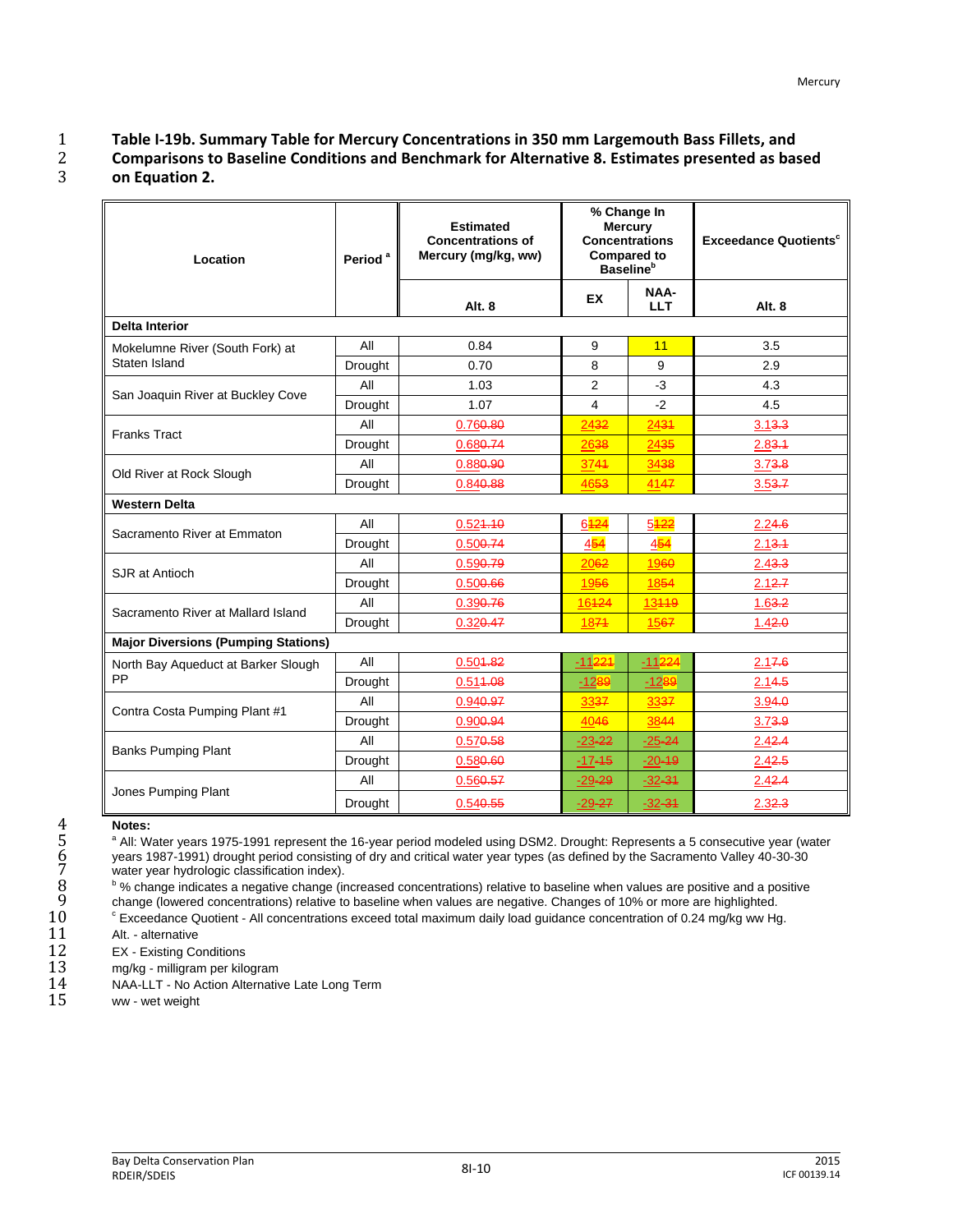**Table I-19b. Summary Table for Mercury Concentrations in 350 mm Largemouth Bass Fillets, and Comparisons to Baseline Conditions and Benchmark for Alternative 8. Estimates presented as based on Equation 2.**

| Location | Period [a] | Estimated Concentrations of Mercury (mg/kg, ww) | % Change In Mercury Concentrations Compared to Baseline[b] | | Exceedance Quotients[c] |
|---|---|---|---|---|---|
| | | Alt. 8 | EX | NAA-LLT | Alt. 8 |
| **Delta Interior** | | | | | |
| Mokelumne River (South Fork) at Staten Island | All | 0.84 | 9 | 11 | 3.5 |
| | Drought | 0.70 | 8 | 9 | 2.9 |
| San Joaquin River at Buckley Cove | All | 1.03 | 2 | -3 | 4.3 |
| | Drought | 1.07 | 4 | -2 | 4.5 |
| Franks Tract | All | 0.76~~0.80~~ | 24~~32~~ | 24~~31~~ | 3.1~~3.3~~ |
| | Drought | 0.68~~0.74~~ | 26~~38~~ | 24~~35~~ | 2.8~~3.1~~ |
| Old River at Rock Slough | All | 0.88~~0.90~~ | 37~~41~~ | 34~~38~~ | 3.7~~3.8~~ |
| | Drought | 0.84~~0.88~~ | 46~~53~~ | 41~~47~~ | 3.5~~3.7~~ |
| **Western Delta** | | | | | |
| Sacramento River at Emmaton | All | 0.52~~1.10~~ | 6~~124~~ | 5~~122~~ | 2.2~~4.6~~ |
| | Drought | 0.50~~0.74~~ | 4~~54~~ | 4~~54~~ | 2.1~~3.1~~ |
| SJR at Antioch | All | 0.59~~0.79~~ | 20~~62~~ | 19~~60~~ | 2.4~~3.3~~ |
| | Drought | 0.50~~0.66~~ | 19~~56~~ | 18~~54~~ | 2.1~~2.7~~ |
| Sacramento River at Mallard Island | All | 0.39~~0.76~~ | 16~~124~~ | 13~~119~~ | 1.6~~3.2~~ |
| | Drought | 0.32~~0.47~~ | 18~~71~~ | 15~~67~~ | 1.4~~2.0~~ |
| **Major Diversions (Pumping Stations)** | | | | | |
| North Bay Aqueduct at Barker Slough PP | All | 0.50~~1.82~~ | -11~~221~~ | -11~~224~~ | 2.1~~7.6~~ |
| | Drought | 0.51~~1.08~~ | -12~~89~~ | -12~~89~~ | 2.1~~4.5~~ |
| Contra Costa Pumping Plant #1 | All | 0.94~~0.97~~ | 33~~37~~ | 33~~37~~ | 3.9~~4.0~~ |
| | Drought | 0.90~~0.94~~ | 40~~46~~ | 38~~44~~ | 3.7~~3.9~~ |
| Banks Pumping Plant | All | 0.57~~0.58~~ | -23~~-22~~ | -25~~-24~~ | 2.4~~2.4~~ |
| | Drought | 0.58~~0.60~~ | -17~~-15~~ | -20~~-19~~ | 2.4~~2.5~~ |
| Jones Pumping Plant | All | 0.56~~0.57~~ | -29~~-29~~ | -32~~-31~~ | 2.4~~2.4~~ |
| | Drought | 0.54~~0.55~~ | -29~~-27~~ | -32~~-31~~ | 2.3~~2.3~~ |

**Notes:**

[a] All: Water years 1975-1991 represent the 16-year period modeled using DSM2. Drought: Represents a 5 consecutive year (water years 1987-1991) drought period consisting of dry and critical water year types (as defined by the Sacramento Valley 40-30-30 water year hydrologic classification index).

[b] % change indicates a negative change (increased concentrations) relative to baseline when values are positive and a positive change (lowered concentrations) relative to baseline when values are negative. Changes of 10% or more are highlighted.

[c] Exceedance Quotient - All concentrations exceed total maximum daily load guidance concentration of 0.24 mg/kg ww Hg.

Alt. - alternative

EX - Existing Conditions

mg/kg - milligram per kilogram

NAA-LLT - No Action Alternative Late Long Term

ww - wet weight